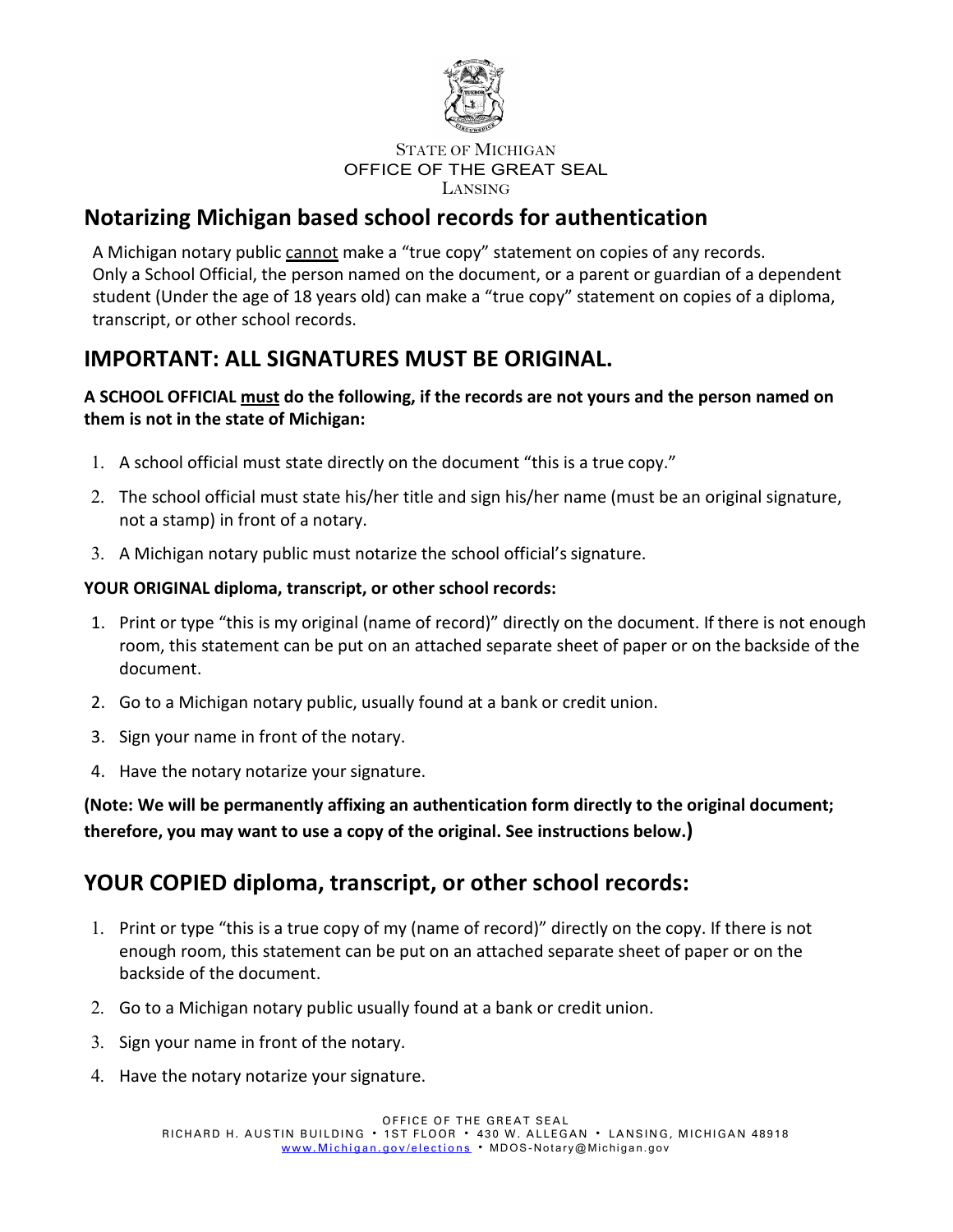STATE OF MICHIGAN
OFFICE OF THE GREAT SEAL
LANSING

## Notarizing Michigan based school records for authentication

A Michigan notary public cannot make a "true copy" statement on copies of any records. Only a School Official, the person named on the document, or a parent or guardian of a dependent student (Under the age of 18 years old) can make a "true copy" statement on copies of a diploma, transcript, or other school records.

## IMPORTANT: ALL SIGNATURES MUST BE ORIGINAL.

**A SCHOOL OFFICIAL must do the following, if the records are not yours and the person named on them is not in the state of Michigan:**

1. A school official must state directly on the document "this is a true copy."
2. The school official must state his/her title and sign his/her name (must be an original signature, not a stamp) in front of a notary.
3. A Michigan notary public must notarize the school official's signature.

**YOUR ORIGINAL diploma, transcript, or other school records:**

1. Print or type "this is my original (name of record)" directly on the document. If there is not enough room, this statement can be put on an attached separate sheet of paper or on the backside of the document.
2. Go to a Michigan notary public, usually found at a bank or credit union.
3. Sign your name in front of the notary.
4. Have the notary notarize your signature.

**(Note: We will be permanently affixing an authentication form directly to the original document; therefore, you may want to use a copy of the original. See instructions below.)**

## YOUR COPIED diploma, transcript, or other school records:

1. Print or type "this is a true copy of my (name of record)" directly on the copy. If there is not enough room, this statement can be put on an attached separate sheet of paper or on the backside of the document.
2. Go to a Michigan notary public usually found at a bank or credit union.
3. Sign your name in front of the notary.
4. Have the notary notarize your signature.

OFFICE OF THE GREAT SEAL
RICHARD H. AUSTIN BUILDING • 1ST FLOOR • 430 W. ALLEGAN • LANSING, MICHIGAN 48918
www.Michigan.gov/elections • MDOS-Notary@Michigan.gov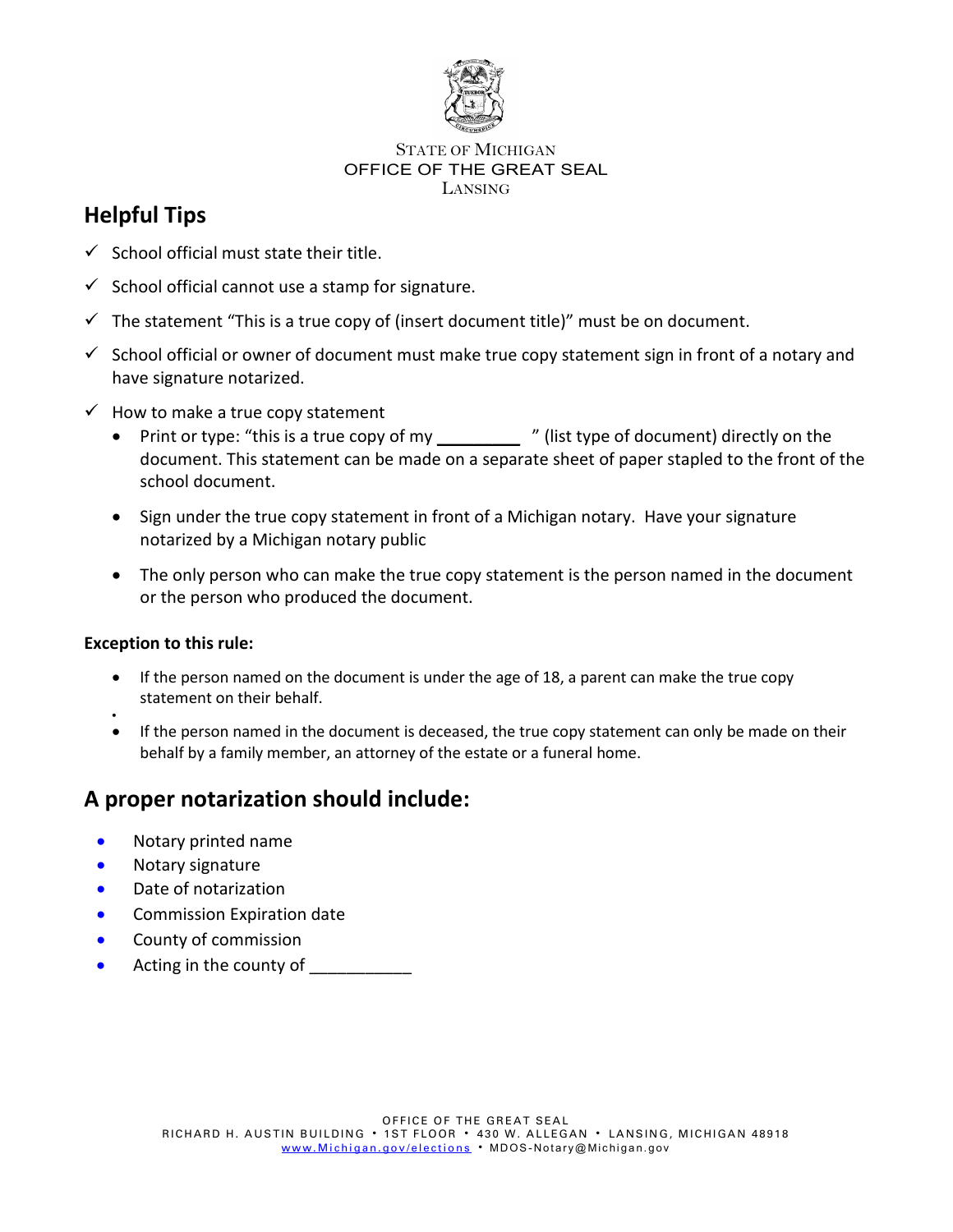STATE OF MICHIGAN
OFFICE OF THE GREAT SEAL
LANSING

## Helpful Tips

- ✓ School official must state their title.
- ✓ School official cannot use a stamp for signature.
- ✓ The statement "This is a true copy of (insert document title)" must be on document.
- ✓ School official or owner of document must make true copy statement sign in front of a notary and have signature notarized.
- ✓ How to make a true copy statement
  - Print or type: "this is a true copy of my _________ " (list type of document) directly on the document. This statement can be made on a separate sheet of paper stapled to the front of the school document.
  - Sign under the true copy statement in front of a Michigan notary. Have your signature notarized by a Michigan notary public
  - The only person who can make the true copy statement is the person named in the document or the person who produced the document.

**Exception to this rule:**

- If the person named on the document is under the age of 18, a parent can make the true copy statement on their behalf.
- If the person named in the document is deceased, the true copy statement can only be made on their behalf by a family member, an attorney of the estate or a funeral home.

## A proper notarization should include:

- Notary printed name
- Notary signature
- Date of notarization
- Commission Expiration date
- County of commission
- Acting in the county of ___________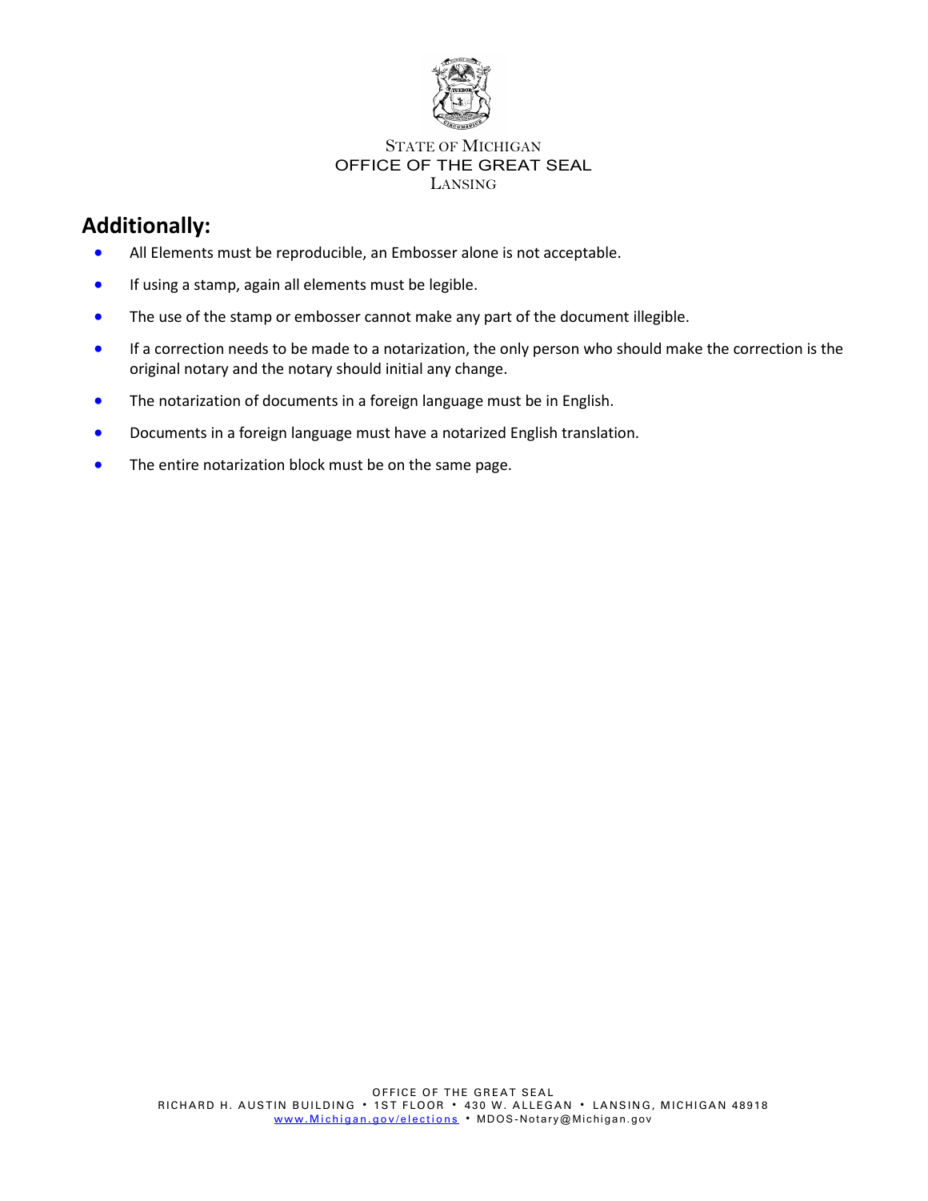## Additionally:

- All Elements must be reproducible, an Embosser alone is not acceptable.
- If using a stamp, again all elements must be legible.
- The use of the stamp or embosser cannot make any part of the document illegible.
- If a correction needs to be made to a notarization, the only person who should make the correction is the original notary and the notary should initial any change.
- The notarization of documents in a foreign language must be in English.
- Documents in a foreign language must have a notarized English translation.
- The entire notarization block must be on the same page.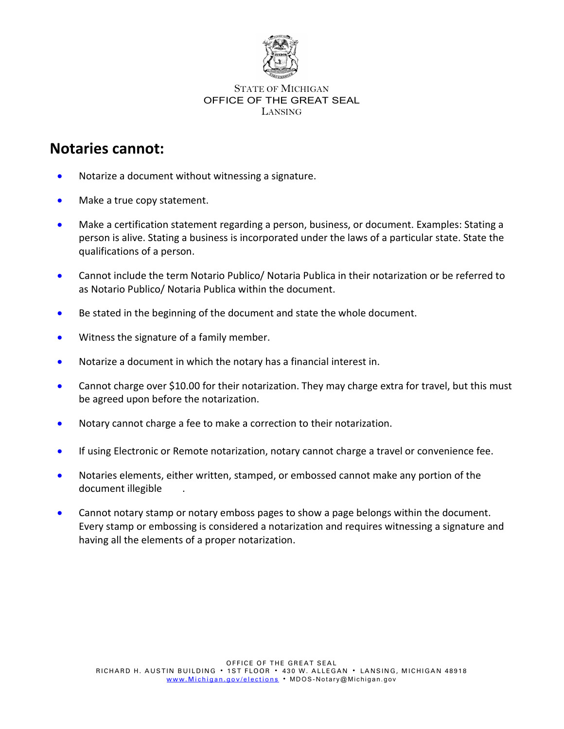STATE OF MICHIGAN
OFFICE OF THE GREAT SEAL
LANSING

## Notaries cannot:

- Notarize a document without witnessing a signature.
- Make a true copy statement.
- Make a certification statement regarding a person, business, or document. Examples: Stating a person is alive. Stating a business is incorporated under the laws of a particular state. State the qualifications of a person.
- Cannot include the term Notario Publico/ Notaria Publica in their notarization or be referred to as Notario Publico/ Notaria Publica within the document.
- Be stated in the beginning of the document and state the whole document.
- Witness the signature of a family member.
- Notarize a document in which the notary has a financial interest in.
- Cannot charge over $10.00 for their notarization. They may charge extra for travel, but this must be agreed upon before the notarization.
- Notary cannot charge a fee to make a correction to their notarization.
- If using Electronic or Remote notarization, notary cannot charge a travel or convenience fee.
- Notaries elements, either written, stamped, or embossed cannot make any portion of the document illegible .
- Cannot notary stamp or notary emboss pages to show a page belongs within the document. Every stamp or embossing is considered a notarization and requires witnessing a signature and having all the elements of a proper notarization.

OFFICE OF THE GREAT SEAL
RICHARD H. AUSTIN BUILDING • 1ST FLOOR • 430 W. ALLEGAN • LANSING, MICHIGAN 48918
www.Michigan.gov/elections • MDOS-Notary@Michigan.gov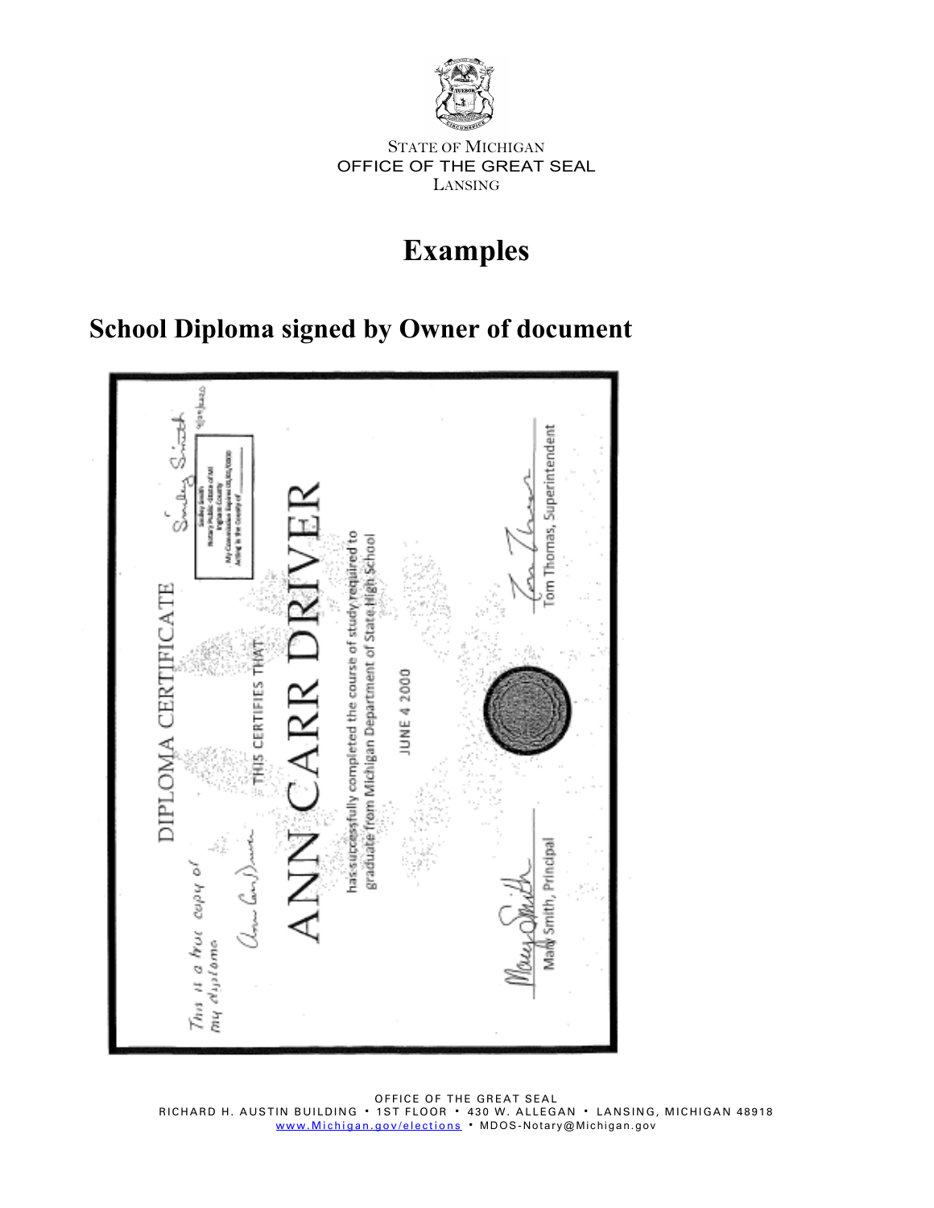STATE OF MICHIGAN
OFFICE OF THE GREAT SEAL
LANSING

# Examples

## School Diploma signed by Owner of document

DIPLOMA CERTIFICATE

*This is a true copy of my diploma*

THIS CERTIFIES THAT

ANN CARR DRIVER

has successfully completed the course of study required to graduate from Michigan Department of State High School

JUNE 4 2000

Smiley Smith
Notary Public - State of MI
Ingham County
My Commission Expires 01/01/2020
Acting in the County of \_\_\_\_\_\_

Mary Smith, Principal

Tom Thomas, Superintendent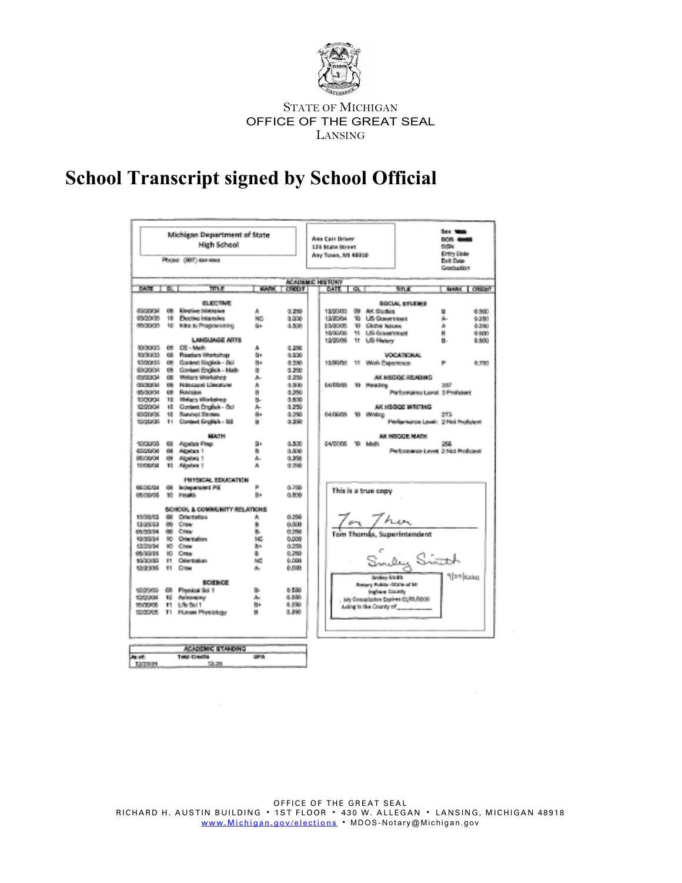STATE OF MICHIGAN
OFFICE OF THE GREAT SEAL
LANSING

# School Transcript signed by School Official

Michigan Department of State
High School

Phone: (987) xxx-xxxx

Ann Carr Driver
123 State Street
Any Town, MI 48910

Sex
DOB
SSN
Entry Date
Exit Date
Graduation

## ACADEMIC HISTORY

| DATE | GL | TITLE | MARK | CREDIT |
|---|---|---|---|---|
| | | **ELECTIVE** | | |
| 03/20/04 | 09 | Elective Intensive | A | 0.250 |
| 03/20/05 | 10 | Elective Intensive | NC | 0.000 |
| 05/30/05 | 10 | Intro to Programming | B+ | 0.500 |
| | | **LANGUAGE ARTS** | | |
| 10/30/03 | 09 | CE - Math | A | 0.250 |
| 10/30/03 | 09 | Readers Workshop | B+ | 0.500 |
| 12/20/03 | 09 | Content English - Sci | B+ | 0.250 |
| 03/20/04 | 09 | Content English - Math | B | 0.250 |
| 03/20/04 | 09 | Writers Workshop | A- | 0.250 |
| 05/30/04 | 09 | Holocaust Literature | A | 0.500 |
| 05/30/04 | 09 | Revision | B | 0.250 |
| 10/30/04 | 10 | Writers Workshop | B- | 0.500 |
| 12/20/04 | 10 | Content English - Sci | A- | 0.250 |
| 03/20/05 | 10 | Survival Stories | B+ | 0.250 |
| 10/20/05 | 11 | Content English - SS | B | 0.250 |
| | | **MATH** | | |
| 10/30/03 | 09 | Algebra Prep | B+ | 0.500 |
| 03/20/04 | 09 | Algebra 1 | B | 0.500 |
| 05/30/04 | 09 | Algebra 1 | A- | 0.250 |
| 10/30/04 | 10 | Algebra 1 | A | 0.250 |
| | | **PHYSICAL EDUCATION** | | |
| 05/30/04 | 09 | Independent PE | P | 0.750 |
| 05/30/05 | 10 | Health | B+ | 0.500 |
| | | **SCHOOL & COMMUNITY RELATIONS** | | |
| 10/30/03 | 09 | Orientation | A | 0.250 |
| 12/20/03 | 09 | Crew | B | 0.500 |
| 05/30/04 | 09 | Crew | B- | 0.250 |
| 10/30/04 | 10 | Orientation | NC | 0.000 |
| 12/20/04 | 10 | Crew | B+ | 0.250 |
| 05/30/05 | 10 | Crew | B | 0.250 |
| 10/30/05 | 11 | Orientation | NC | 0.000 |
| 12/20/05 | 11 | Crew | A- | 0.500 |
| | | **SCIENCE** | | |
| 12/20/03 | 09 | Physical Sci 1 | B- | 0.500 |
| 10/20/04 | 10 | Astronomy | A- | 0.500 |
| 10/30/05 | 11 | Life Sci 1 | B+ | 0.250 |
| 12/20/05 | 11 | Human Physiology | B | 0.250 |

| DATE | GL | TITLE | MARK | CREDIT |
|---|---|---|---|---|
| | | **SOCIAL STUDIES** | | |
| 12/20/03 | 09 | AK Studies | B | 0.500 |
| 12/20/04 | 10 | US Government | A- | 0.250 |
| 03/20/05 | 10 | Global Issues | A | 0.250 |
| 10/30/05 | 11 | US Government | B | 0.500 |
| 12/20/05 | 11 | US History | B- | 0.500 |
| | | **VOCATIONAL** | | |
| 12/20/05 | 11 | Work Experience | P | 0.750 |
| | | **AK HSGQE READING** | | |
| 04/05/05 | 10 | Reading | 337 | |
| | | Performance Level: 3 Proficient | | |
| | | **AK HSGQE WRITING** | | |
| 04/06/05 | 10 | Writing | 273 | |
| | | Performance Level: 2 Not Proficient | | |
| | | **AK HSGQE MATH** | | |
| 04/07/05 | 10 | Math | 256 | |
| | | Performance Level: 2 Not Proficient | | |

This is a true copy

Tom Thomas, Superintendent

Smiley Smith — 9/29/2020

Smiley Smith
Notary Public - State of MI
Ingham County
My Commission Expires 01/01/0000
Acting in the County of________

| ACADEMIC STANDING | | |
|---|---|---|
| As of: | Total Credits | GPA |
| 12/20/05 | 13.25 | |

OFFICE OF THE GREAT SEAL
RICHARD H. AUSTIN BUILDING • 1ST FLOOR • 430 W. ALLEGAN • LANSING, MICHIGAN 48918
www.Michigan.gov/elections • MDOS-Notary@Michigan.gov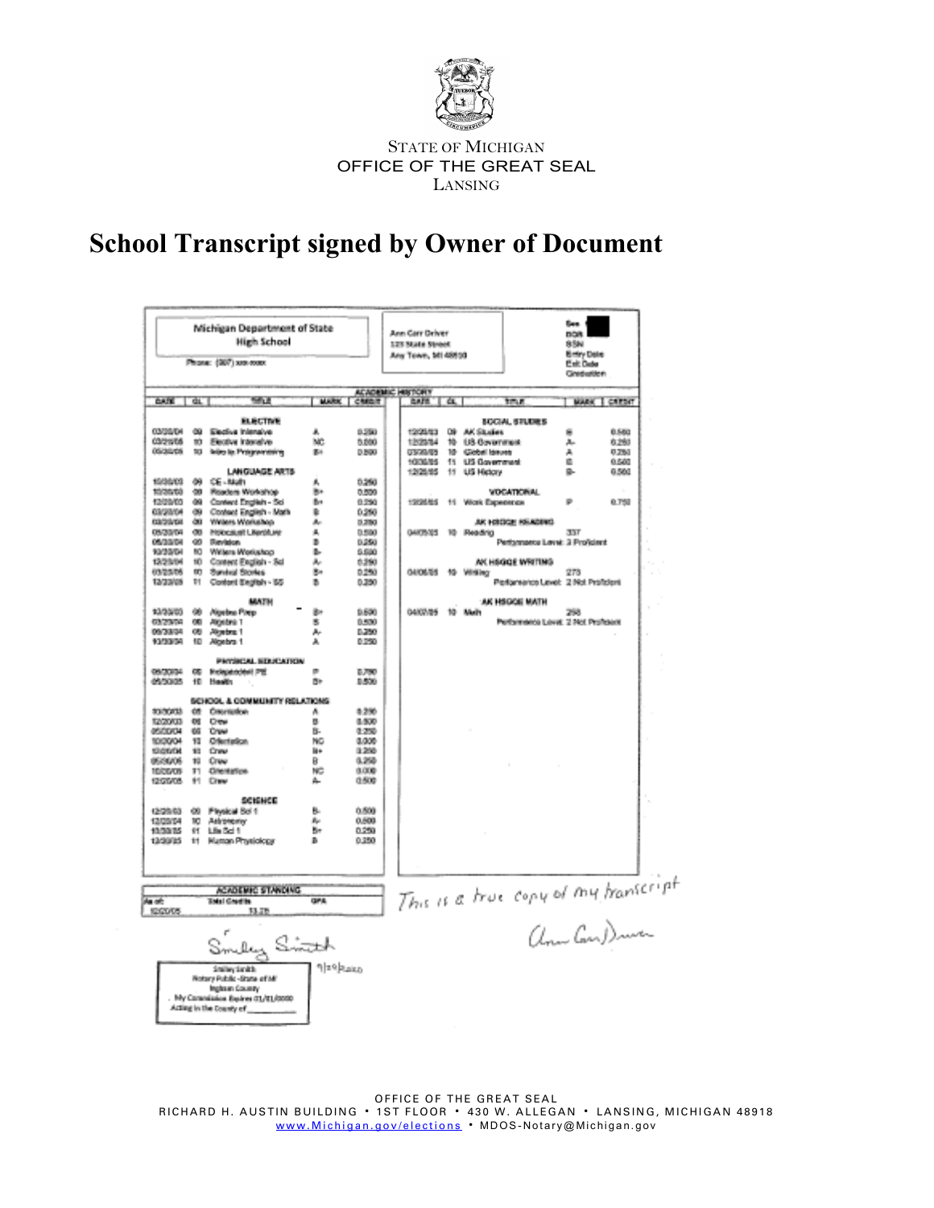STATE OF MICHIGAN
OFFICE OF THE GREAT SEAL
LANSING

# School Transcript signed by Owner of Document

Michigan Department of State
High School

Phone: (307) xxx-xxxx

Ann Carr Driver
123 State Street
Any Town, MI 48810

Sex
DOB
SSN
Entry Date
Exit Date
Graduation

ACADEMIC HISTORY

| DATE | GL | TITLE | MARK | CREDIT |
|---|---|---|---|---|
| | | **ELECTIVE** | | |
| 03/20/04 | 09 | Elective Intensive | A | 0.250 |
| 03/25/05 | 10 | Elective Intensive | NC | 0.000 |
| 05/30/05 | 10 | Intro to Programming | B+ | 0.500 |
| | | **LANGUAGE ARTS** | | |
| 10/30/03 | 09 | CE - Math | A | 0.250 |
| 10/30/03 | 09 | Readers Workshop | B+ | 0.500 |
| 12/20/03 | 09 | Content English - Sci | B+ | 0.250 |
| 03/20/04 | 09 | Content English - Math | B | 0.250 |
| 03/20/04 | 09 | Writers Workshop | A- | 0.250 |
| 05/20/04 | 09 | Holocaust Literature | A | 0.500 |
| 05/20/04 | 09 | Revision | B | 0.250 |
| 10/30/04 | 10 | Writers Workshop | B- | 0.500 |
| 12/20/04 | 10 | Content English - Sci | A- | 0.250 |
| 03/25/05 | 10 | Survival Stories | B+ | 0.250 |
| 12/20/05 | 11 | Content English - SS | B | 0.250 |
| | | **MATH** | | |
| 10/30/03 | 09 | Algebra Prep | B+ | 0.500 |
| 03/25/04 | 09 | Algebra 1 | B | 0.500 |
| 05/30/04 | 09 | Algebra 1 | A- | 0.250 |
| 10/30/04 | 10 | Algebra 1 | A | 0.250 |
| | | **PHYSICAL EDUCATION** | | |
| 06/20/04 | 09 | Independent PE | P | 0.750 |
| 05/30/05 | 10 | Health | B+ | 0.500 |
| | | **SCHOOL & COMMUNITY RELATIONS** | | |
| 10/30/03 | 09 | Orientation | A | 0.250 |
| 12/20/03 | 09 | Crew | B | 0.500 |
| 05/20/04 | 09 | Crew | B- | 0.250 |
| 10/20/04 | 10 | Orientation | NC | 0.000 |
| 10/20/04 | 10 | Crew | B+ | 0.250 |
| 05/30/05 | 10 | Crew | B | 0.250 |
| 10/20/05 | 11 | Orientation | NC | 0.000 |
| 12/20/05 | 11 | Crew | A- | 0.500 |
| | | **SCIENCE** | | |
| 12/20/03 | 09 | Physical Sci 1 | B- | 0.500 |
| 12/20/04 | 10 | Astronomy | A- | 0.500 |
| 10/30/05 | 11 | Life Sci 1 | B+ | 0.250 |
| 12/30/05 | 11 | Human Physiology | B | 0.250 |

| DATE | GL | TITLE | MARK | CREDIT |
|---|---|---|---|---|
| | | **SOCIAL STUDIES** | | |
| 12/20/03 | 09 | AK Studies | B | 0.500 |
| 12/20/04 | 10 | US Government | A- | 0.250 |
| 03/30/05 | 10 | Global Issues | A | 0.250 |
| 10/30/05 | 11 | US Government | B | 0.500 |
| 12/20/05 | 11 | US History | B- | 0.500 |
| | | **VOCATIONAL** | | |
| 12/20/05 | 11 | Work Experience | P | 0.750 |
| | | **AK HSGQE READING** | | |
| 04/05/05 | 10 | Reading | 337 | |
| | | Performance Level: 3 Proficient | | |
| | | **AK HSGQE WRITING** | | |
| 04/06/05 | 10 | Writing | 273 | |
| | | Performance Level: 2 Not Proficient | | |
| | | **AK HSGQE MATH** | | |
| 04/07/05 | 10 | Math | 258 | |
| | | Performance Level: 2 Not Proficient | | |

| ACADEMIC STANDING | | |
|---|---|---|
| As of: | Total Credits | GPA |
| 12/20/05 | 13.25 | |

This is a true copy of my transcript

Ann Carr Driver

Smiley Smith

9/20/2020

Smiley Smith
Notary Public -State of MI
Ingham County
My Commission Expires 01/01/2000
Acting in the County of\_\_\_\_\_\_\_\_\_\_

OFFICE OF THE GREAT SEAL
RICHARD H. AUSTIN BUILDING • 1ST FLOOR • 430 W. ALLEGAN • LANSING, MICHIGAN 48918
www.Michigan.gov/elections • MDOS-Notary@Michigan.gov